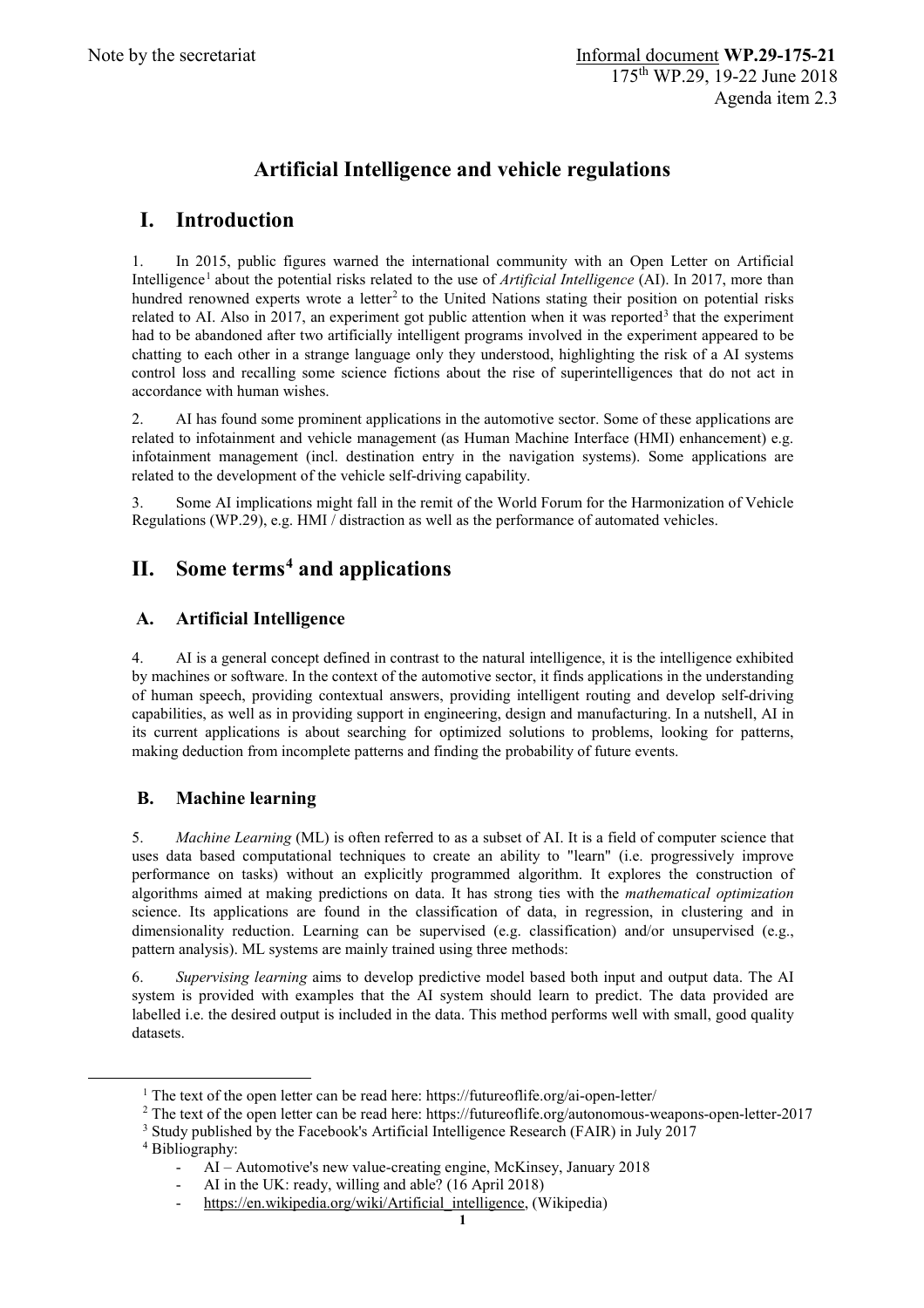Note by the secretariat

Informal document **WP.29-175-21**
175th WP.29, 19-22 June 2018
Agenda item 2.3

# Artificial Intelligence and vehicle regulations

## I. Introduction

1. In 2015, public figures warned the international community with an Open Letter on Artificial Intelligence[1] about the potential risks related to the use of *Artificial Intelligence* (AI). In 2017, more than hundred renowned experts wrote a letter[2] to the United Nations stating their position on potential risks related to AI. Also in 2017, an experiment got public attention when it was reported[3] that the experiment had to be abandoned after two artificially intelligent programs involved in the experiment appeared to be chatting to each other in a strange language only they understood, highlighting the risk of a AI systems control loss and recalling some science fictions about the rise of superintelligences that do not act in accordance with human wishes.

2. AI has found some prominent applications in the automotive sector. Some of these applications are related to infotainment and vehicle management (as Human Machine Interface (HMI) enhancement) e.g. infotainment management (incl. destination entry in the navigation systems). Some applications are related to the development of the vehicle self-driving capability.

3. Some AI implications might fall in the remit of the World Forum for the Harmonization of Vehicle Regulations (WP.29), e.g. HMI / distraction as well as the performance of automated vehicles.

## II. Some terms[4] and applications

### A. Artificial Intelligence

4. AI is a general concept defined in contrast to the natural intelligence, it is the intelligence exhibited by machines or software. In the context of the automotive sector, it finds applications in the understanding of human speech, providing contextual answers, providing intelligent routing and develop self-driving capabilities, as well as in providing support in engineering, design and manufacturing. In a nutshell, AI in its current applications is about searching for optimized solutions to problems, looking for patterns, making deduction from incomplete patterns and finding the probability of future events.

### B. Machine learning

5. *Machine Learning* (ML) is often referred to as a subset of AI. It is a field of computer science that uses data based computational techniques to create an ability to "learn" (i.e. progressively improve performance on tasks) without an explicitly programmed algorithm. It explores the construction of algorithms aimed at making predictions on data. It has strong ties with the *mathematical optimization* science. Its applications are found in the classification of data, in regression, in clustering and in dimensionality reduction. Learning can be supervised (e.g. classification) and/or unsupervised (e.g., pattern analysis). ML systems are mainly trained using three methods:

6. *Supervising learning* aims to develop predictive model based both input and output data. The AI system is provided with examples that the AI system should learn to predict. The data provided are labelled i.e. the desired output is included in the data. This method performs well with small, good quality datasets.

---

[1] The text of the open letter can be read here: https://futureoflife.org/ai-open-letter/

[2] The text of the open letter can be read here: https://futureoflife.org/autonomous-weapons-open-letter-2017

[3] Study published by the Facebook's Artificial Intelligence Research (FAIR) in July 2017

[4] Bibliography:

- AI – Automotive's new value-creating engine, McKinsey, January 2018
- AI in the UK: ready, willing and able? (16 April 2018)
- https://en.wikipedia.org/wiki/Artificial_intelligence, (Wikipedia)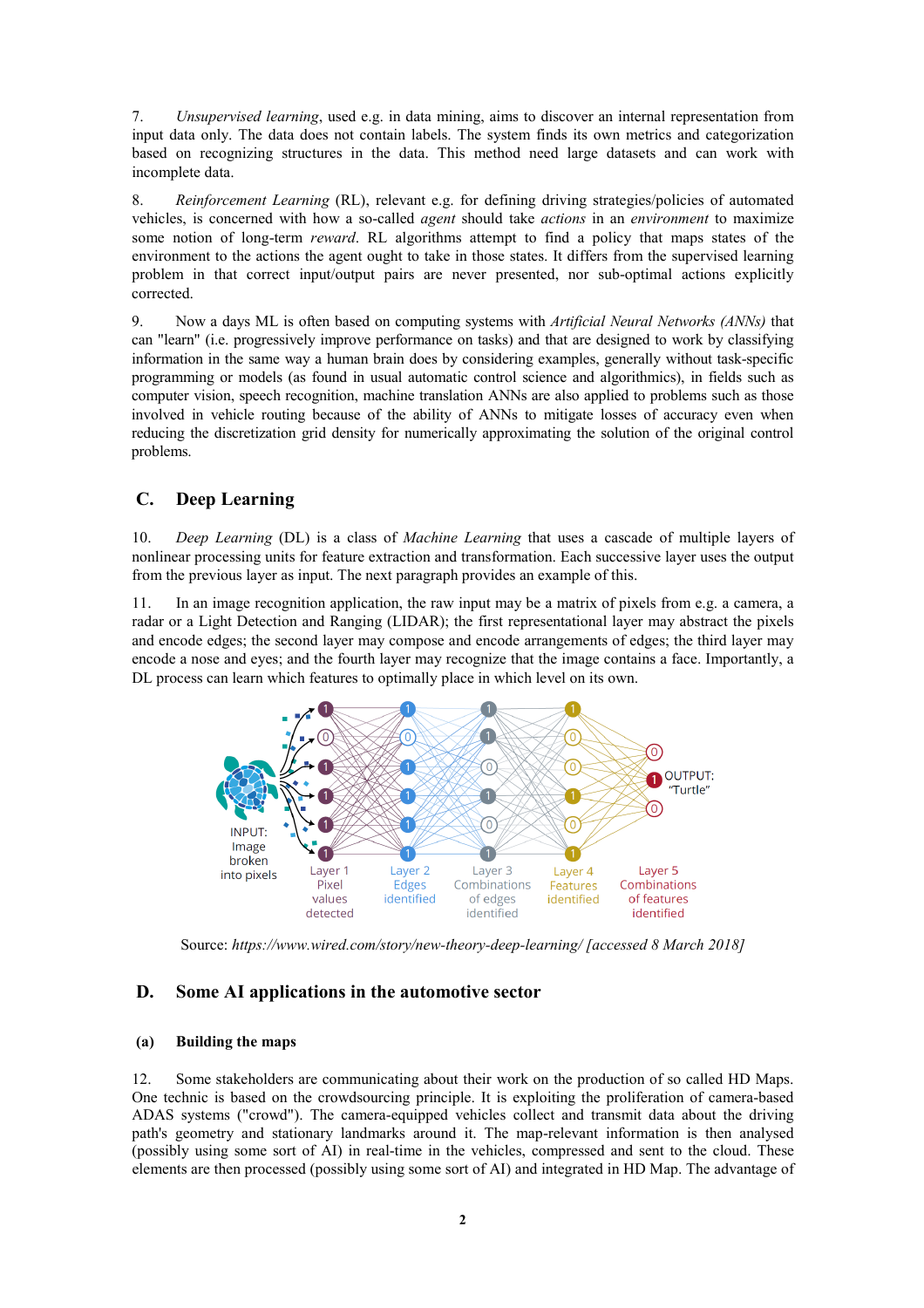7. *Unsupervised learning*, used e.g. in data mining, aims to discover an internal representation from input data only. The data does not contain labels. The system finds its own metrics and categorization based on recognizing structures in the data. This method need large datasets and can work with incomplete data.

8. *Reinforcement Learning* (RL), relevant e.g. for defining driving strategies/policies of automated vehicles, is concerned with how a so-called *agent* should take *actions* in an *environment* to maximize some notion of long-term *reward*. RL algorithms attempt to find a policy that maps states of the environment to the actions the agent ought to take in those states. It differs from the supervised learning problem in that correct input/output pairs are never presented, nor sub-optimal actions explicitly corrected.

9. Now a days ML is often based on computing systems with *Artificial Neural Networks (ANNs)* that can "learn" (i.e. progressively improve performance on tasks) and that are designed to work by classifying information in the same way a human brain does by considering examples, generally without task-specific programming or models (as found in usual automatic control science and algorithmics), in fields such as computer vision, speech recognition, machine translation ANNs are also applied to problems such as those involved in vehicle routing because of the ability of ANNs to mitigate losses of accuracy even when reducing the discretization grid density for numerically approximating the solution of the original control problems.

## C. Deep Learning

10. *Deep Learning* (DL) is a class of *Machine Learning* that uses a cascade of multiple layers of nonlinear processing units for feature extraction and transformation. Each successive layer uses the output from the previous layer as input. The next paragraph provides an example of this.

11. In an image recognition application, the raw input may be a matrix of pixels from e.g. a camera, a radar or a Light Detection and Ranging (LIDAR); the first representational layer may abstract the pixels and encode edges; the second layer may compose and encode arrangements of edges; the third layer may encode a nose and eyes; and the fourth layer may recognize that the image contains a face. Importantly, a DL process can learn which features to optimally place in which level on its own.

INPUT: Image broken into pixels — Layer 1 Pixel values detected — Layer 2 Edges identified — Layer 3 Combinations of edges identified — Layer 4 Features identified — Layer 5 Combinations of features identified — OUTPUT: "Turtle"

Source: *https://www.wired.com/story/new-theory-deep-learning/ [accessed 8 March 2018]*

## D. Some AI applications in the automotive sector

### (a) Building the maps

12. Some stakeholders are communicating about their work on the production of so called HD Maps. One technic is based on the crowdsourcing principle. It is exploiting the proliferation of camera-based ADAS systems ("crowd"). The camera-equipped vehicles collect and transmit data about the driving path's geometry and stationary landmarks around it. The map-relevant information is then analysed (possibly using some sort of AI) in real-time in the vehicles, compressed and sent to the cloud. These elements are then processed (possibly using some sort of AI) and integrated in HD Map. The advantage of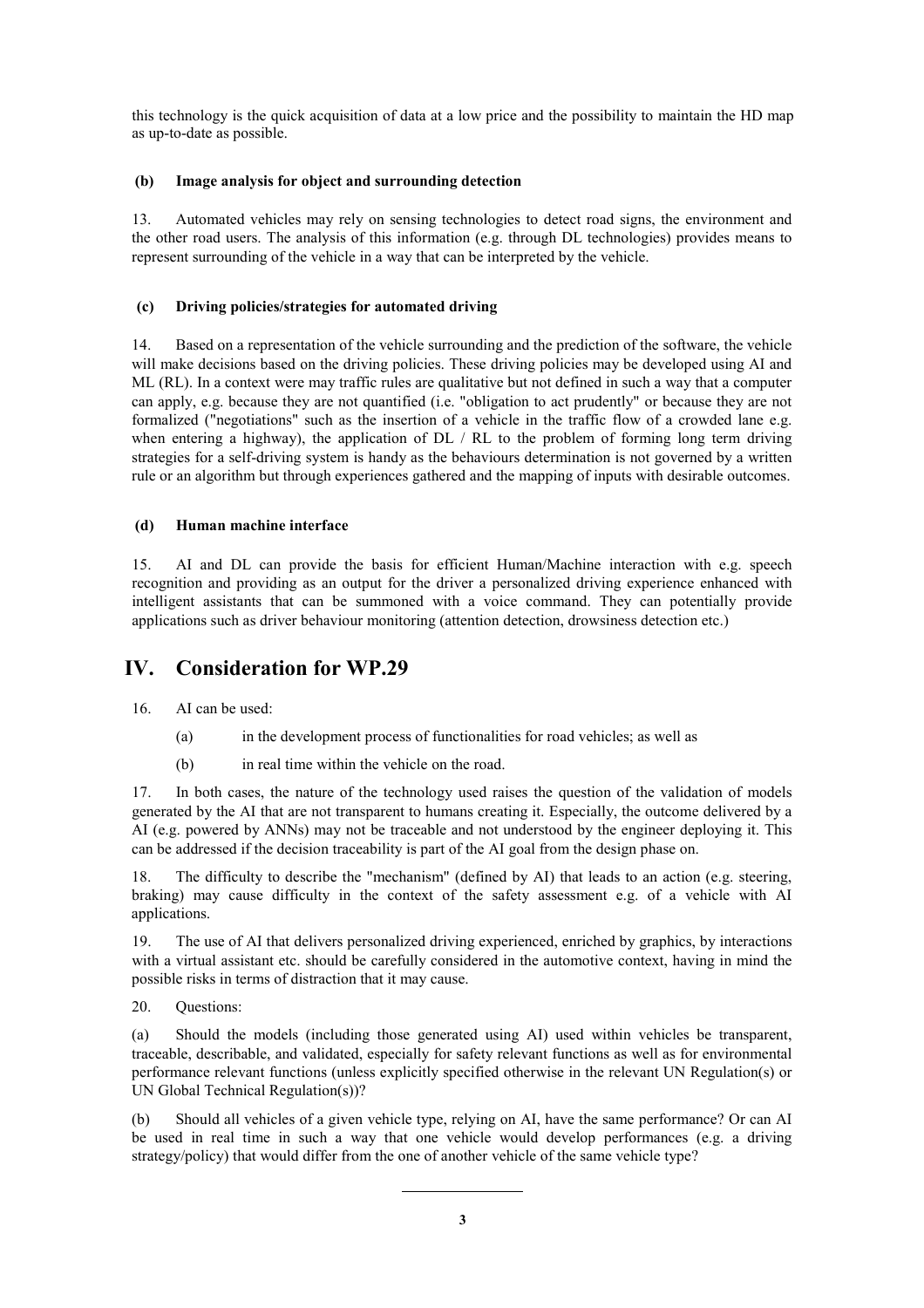this technology is the quick acquisition of data at a low price and the possibility to maintain the HD map as up-to-date as possible.

### (b) Image analysis for object and surrounding detection

13. Automated vehicles may rely on sensing technologies to detect road signs, the environment and the other road users. The analysis of this information (e.g. through DL technologies) provides means to represent surrounding of the vehicle in a way that can be interpreted by the vehicle.

### (c) Driving policies/strategies for automated driving

14. Based on a representation of the vehicle surrounding and the prediction of the software, the vehicle will make decisions based on the driving policies. These driving policies may be developed using AI and ML (RL). In a context were may traffic rules are qualitative but not defined in such a way that a computer can apply, e.g. because they are not quantified (i.e. "obligation to act prudently" or because they are not formalized ("negotiations" such as the insertion of a vehicle in the traffic flow of a crowded lane e.g. when entering a highway), the application of DL / RL to the problem of forming long term driving strategies for a self-driving system is handy as the behaviours determination is not governed by a written rule or an algorithm but through experiences gathered and the mapping of inputs with desirable outcomes.

### (d) Human machine interface

15. AI and DL can provide the basis for efficient Human/Machine interaction with e.g. speech recognition and providing as an output for the driver a personalized driving experience enhanced with intelligent assistants that can be summoned with a voice command. They can potentially provide applications such as driver behaviour monitoring (attention detection, drowsiness detection etc.)

## IV. Consideration for WP.29

16. AI can be used:

(a) in the development process of functionalities for road vehicles; as well as

(b) in real time within the vehicle on the road.

17. In both cases, the nature of the technology used raises the question of the validation of models generated by the AI that are not transparent to humans creating it. Especially, the outcome delivered by a AI (e.g. powered by ANNs) may not be traceable and not understood by the engineer deploying it. This can be addressed if the decision traceability is part of the AI goal from the design phase on.

18. The difficulty to describe the "mechanism" (defined by AI) that leads to an action (e.g. steering, braking) may cause difficulty in the context of the safety assessment e.g. of a vehicle with AI applications.

19. The use of AI that delivers personalized driving experienced, enriched by graphics, by interactions with a virtual assistant etc. should be carefully considered in the automotive context, having in mind the possible risks in terms of distraction that it may cause.

20. Questions:

(a) Should the models (including those generated using AI) used within vehicles be transparent, traceable, describable, and validated, especially for safety relevant functions as well as for environmental performance relevant functions (unless explicitly specified otherwise in the relevant UN Regulation(s) or UN Global Technical Regulation(s))?

(b) Should all vehicles of a given vehicle type, relying on AI, have the same performance? Or can AI be used in real time in such a way that one vehicle would develop performances (e.g. a driving strategy/policy) that would differ from the one of another vehicle of the same vehicle type?